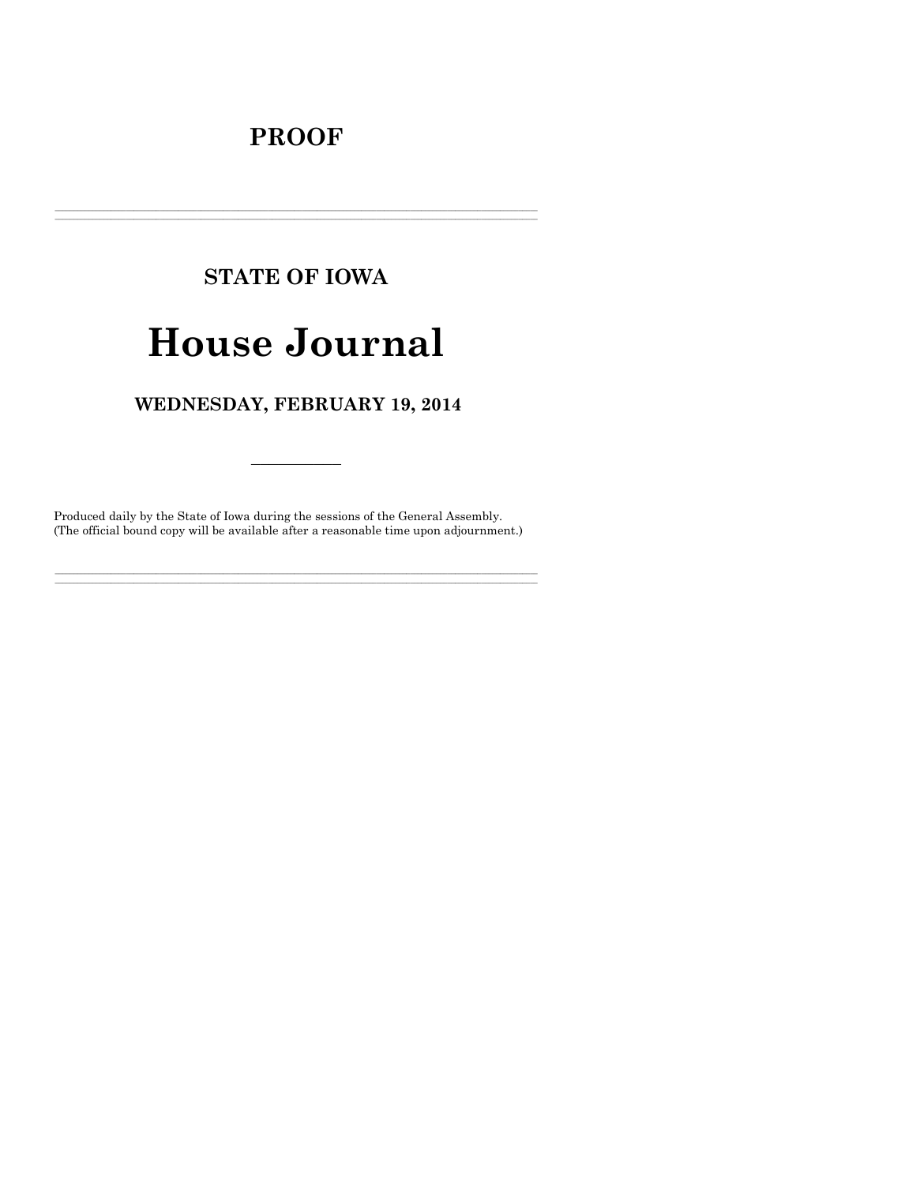# PROOF

---

## STATE OF IOWA

# House Journal

## WEDNESDAY, FEBRUARY 19, 2014

---

Produced daily by the State of Iowa during the sessions of the General Assembly.
(The official bound copy will be available after a reasonable time upon adjournment.)

---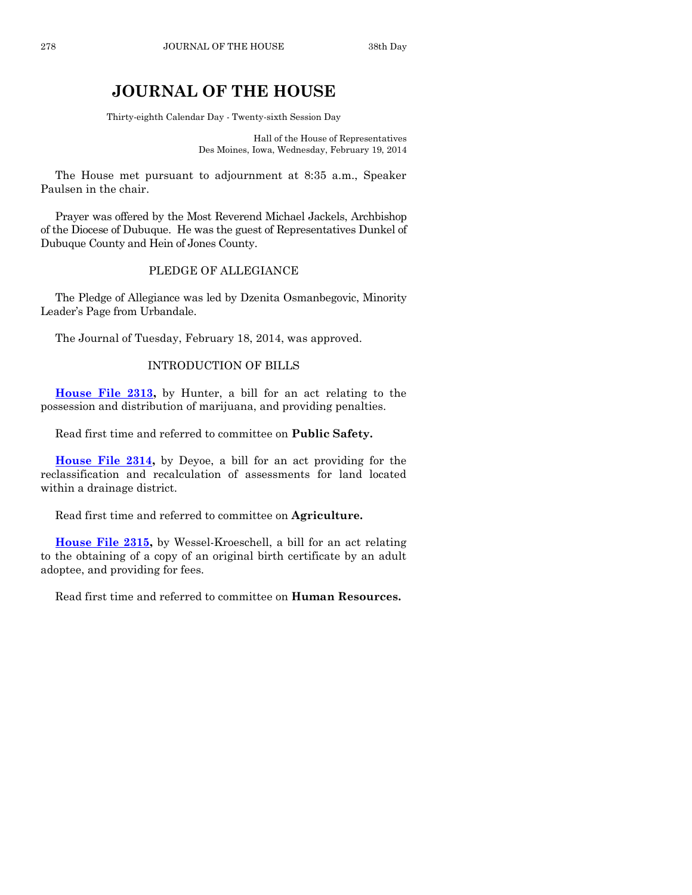# JOURNAL OF THE HOUSE

Thirty-eighth Calendar Day - Twenty-sixth Session Day

Hall of the House of Representatives
Des Moines, Iowa, Wednesday, February 19, 2014

The House met pursuant to adjournment at 8:35 a.m., Speaker Paulsen in the chair.

Prayer was offered by the Most Reverend Michael Jackels, Archbishop of the Diocese of Dubuque. He was the guest of Representatives Dunkel of Dubuque County and Hein of Jones County.

## PLEDGE OF ALLEGIANCE

The Pledge of Allegiance was led by Dzenita Osmanbegovic, Minority Leader's Page from Urbandale.

The Journal of Tuesday, February 18, 2014, was approved.

## INTRODUCTION OF BILLS

**House File 2313,** by Hunter, a bill for an act relating to the possession and distribution of marijuana, and providing penalties.

Read first time and referred to committee on **Public Safety.**

**House File 2314,** by Deyoe, a bill for an act providing for the reclassification and recalculation of assessments for land located within a drainage district.

Read first time and referred to committee on **Agriculture.**

**House File 2315,** by Wessel-Kroeschell, a bill for an act relating to the obtaining of a copy of an original birth certificate by an adult adoptee, and providing for fees.

Read first time and referred to committee on **Human Resources.**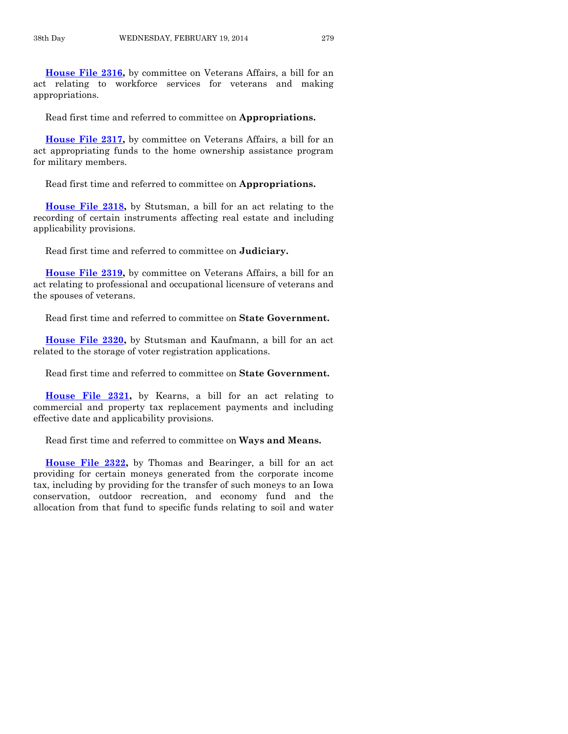**House File 2316,** by committee on Veterans Affairs, a bill for an act relating to workforce services for veterans and making appropriations.

Read first time and referred to committee on **Appropriations.**

**House File 2317,** by committee on Veterans Affairs, a bill for an act appropriating funds to the home ownership assistance program for military members.

Read first time and referred to committee on **Appropriations.**

**House File 2318,** by Stutsman, a bill for an act relating to the recording of certain instruments affecting real estate and including applicability provisions.

Read first time and referred to committee on **Judiciary.**

**House File 2319,** by committee on Veterans Affairs, a bill for an act relating to professional and occupational licensure of veterans and the spouses of veterans.

Read first time and referred to committee on **State Government.**

**House File 2320,** by Stutsman and Kaufmann, a bill for an act related to the storage of voter registration applications.

Read first time and referred to committee on **State Government.**

**House File 2321,** by Kearns, a bill for an act relating to commercial and property tax replacement payments and including effective date and applicability provisions.

Read first time and referred to committee on **Ways and Means.**

**House File 2322,** by Thomas and Bearinger, a bill for an act providing for certain moneys generated from the corporate income tax, including by providing for the transfer of such moneys to an Iowa conservation, outdoor recreation, and economy fund and the allocation from that fund to specific funds relating to soil and water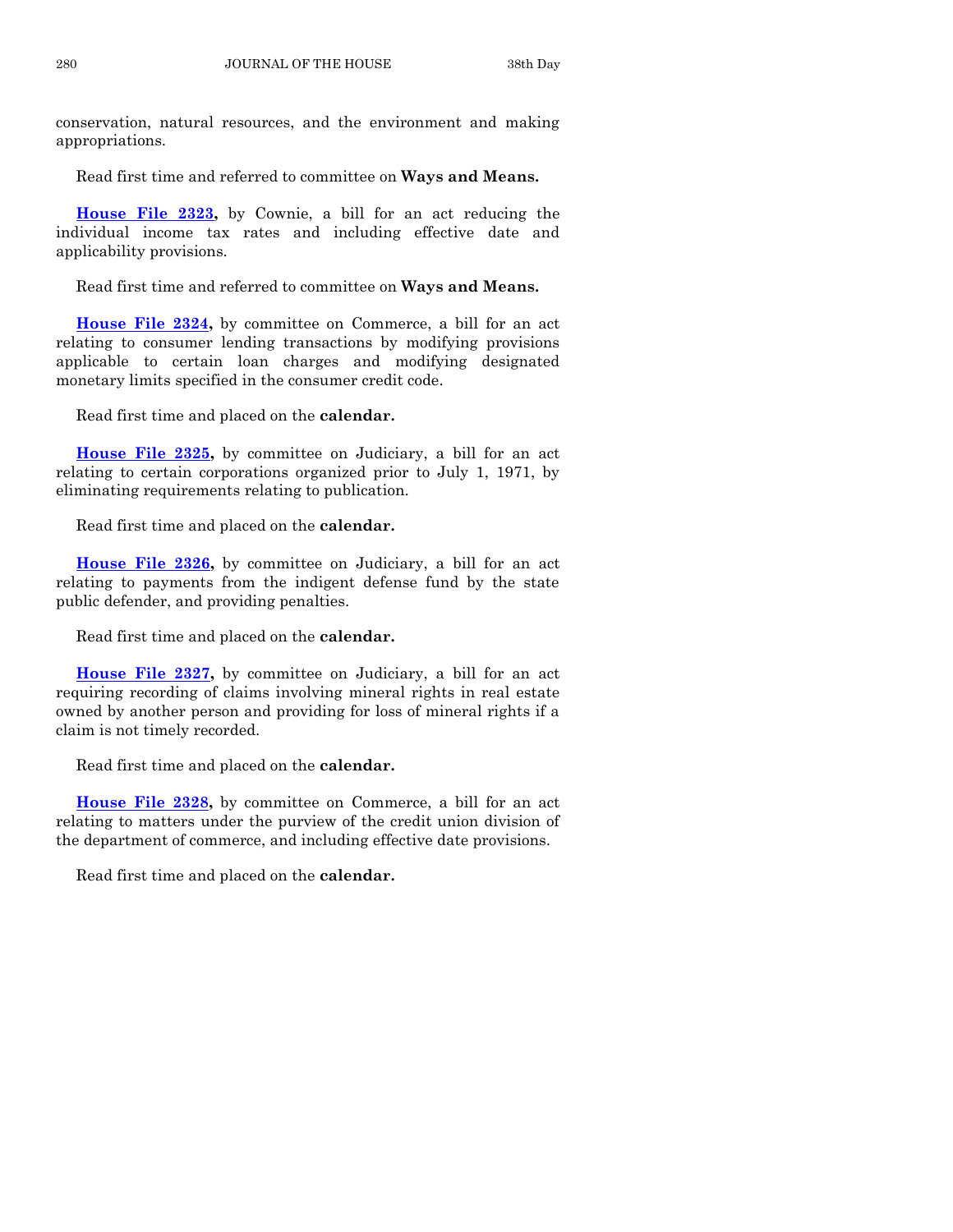conservation, natural resources, and the environment and making appropriations.

Read first time and referred to committee on **Ways and Means.**

**House File 2323,** by Cownie, a bill for an act reducing the individual income tax rates and including effective date and applicability provisions.

Read first time and referred to committee on **Ways and Means.**

**House File 2324,** by committee on Commerce, a bill for an act relating to consumer lending transactions by modifying provisions applicable to certain loan charges and modifying designated monetary limits specified in the consumer credit code.

Read first time and placed on the **calendar.**

**House File 2325,** by committee on Judiciary, a bill for an act relating to certain corporations organized prior to July 1, 1971, by eliminating requirements relating to publication.

Read first time and placed on the **calendar.**

**House File 2326,** by committee on Judiciary, a bill for an act relating to payments from the indigent defense fund by the state public defender, and providing penalties.

Read first time and placed on the **calendar.**

**House File 2327,** by committee on Judiciary, a bill for an act requiring recording of claims involving mineral rights in real estate owned by another person and providing for loss of mineral rights if a claim is not timely recorded.

Read first time and placed on the **calendar.**

**House File 2328,** by committee on Commerce, a bill for an act relating to matters under the purview of the credit union division of the department of commerce, and including effective date provisions.

Read first time and placed on the **calendar.**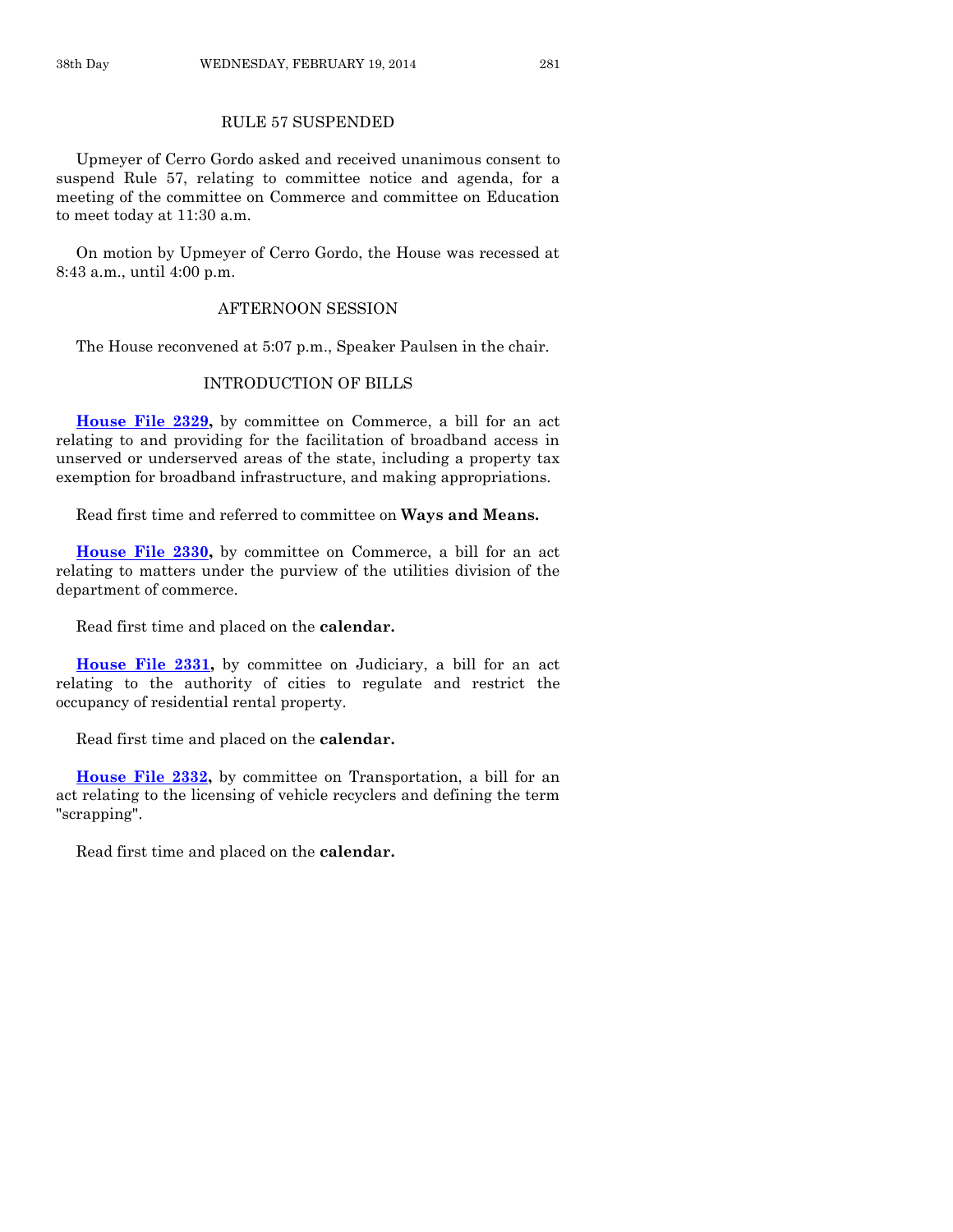## RULE 57 SUSPENDED

Upmeyer of Cerro Gordo asked and received unanimous consent to suspend Rule 57, relating to committee notice and agenda, for a meeting of the committee on Commerce and committee on Education to meet today at 11:30 a.m.

On motion by Upmeyer of Cerro Gordo, the House was recessed at 8:43 a.m., until 4:00 p.m.

## AFTERNOON SESSION

The House reconvened at 5:07 p.m., Speaker Paulsen in the chair.

## INTRODUCTION OF BILLS

**House File 2329,** by committee on Commerce, a bill for an act relating to and providing for the facilitation of broadband access in unserved or underserved areas of the state, including a property tax exemption for broadband infrastructure, and making appropriations.

Read first time and referred to committee on **Ways and Means.**

**House File 2330,** by committee on Commerce, a bill for an act relating to matters under the purview of the utilities division of the department of commerce.

Read first time and placed on the **calendar.**

**House File 2331,** by committee on Judiciary, a bill for an act relating to the authority of cities to regulate and restrict the occupancy of residential rental property.

Read first time and placed on the **calendar.**

**House File 2332,** by committee on Transportation, a bill for an act relating to the licensing of vehicle recyclers and defining the term "scrapping".

Read first time and placed on the **calendar.**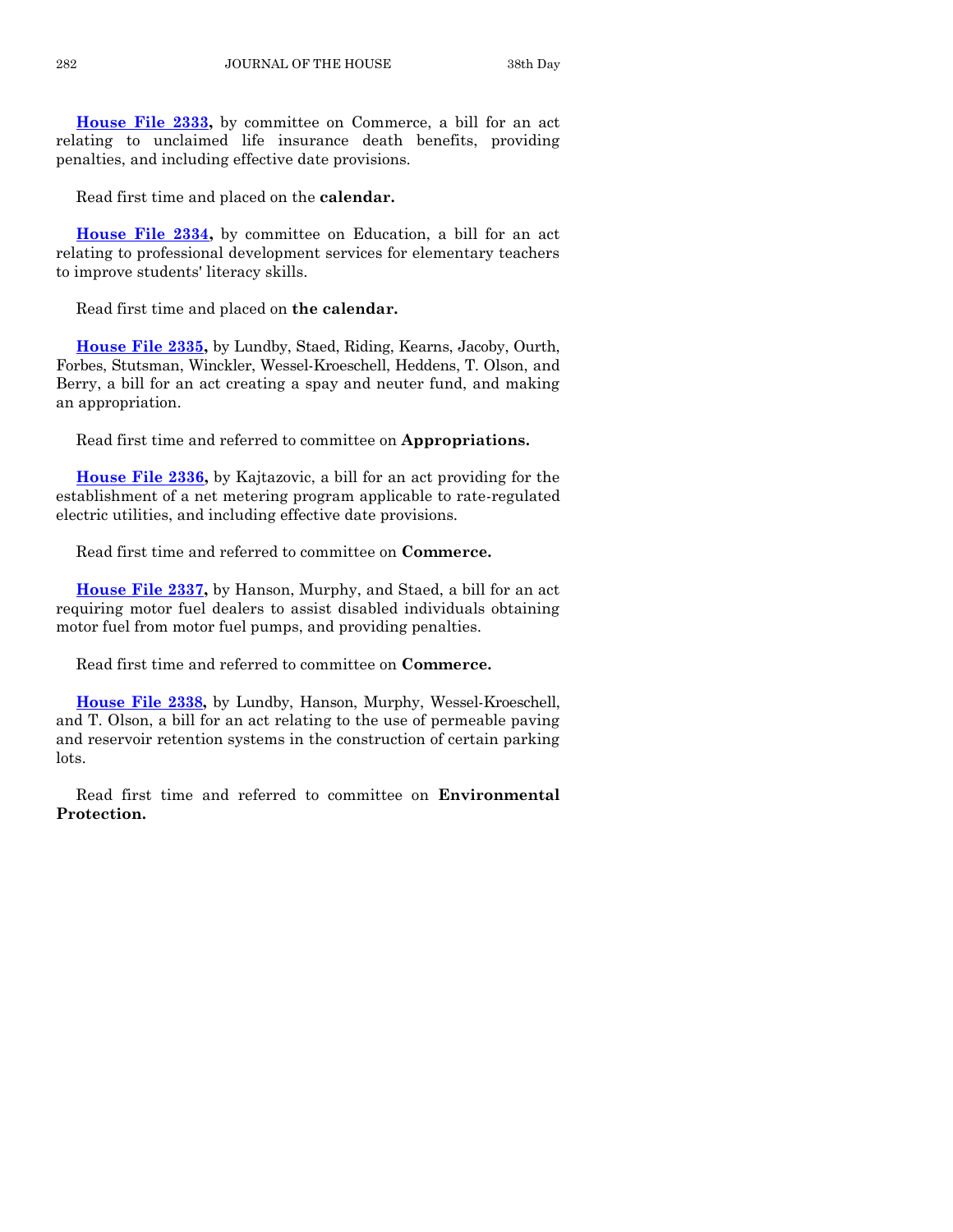**House File 2333,** by committee on Commerce, a bill for an act relating to unclaimed life insurance death benefits, providing penalties, and including effective date provisions.

Read first time and placed on the **calendar.**

**House File 2334,** by committee on Education, a bill for an act relating to professional development services for elementary teachers to improve students' literacy skills.

Read first time and placed on **the calendar.**

**House File 2335,** by Lundby, Staed, Riding, Kearns, Jacoby, Ourth, Forbes, Stutsman, Winckler, Wessel-Kroeschell, Heddens, T. Olson, and Berry, a bill for an act creating a spay and neuter fund, and making an appropriation.

Read first time and referred to committee on **Appropriations.**

**House File 2336,** by Kajtazovic, a bill for an act providing for the establishment of a net metering program applicable to rate-regulated electric utilities, and including effective date provisions.

Read first time and referred to committee on **Commerce.**

**House File 2337,** by Hanson, Murphy, and Staed, a bill for an act requiring motor fuel dealers to assist disabled individuals obtaining motor fuel from motor fuel pumps, and providing penalties.

Read first time and referred to committee on **Commerce.**

**House File 2338,** by Lundby, Hanson, Murphy, Wessel-Kroeschell, and T. Olson, a bill for an act relating to the use of permeable paving and reservoir retention systems in the construction of certain parking lots.

Read first time and referred to committee on **Environmental Protection.**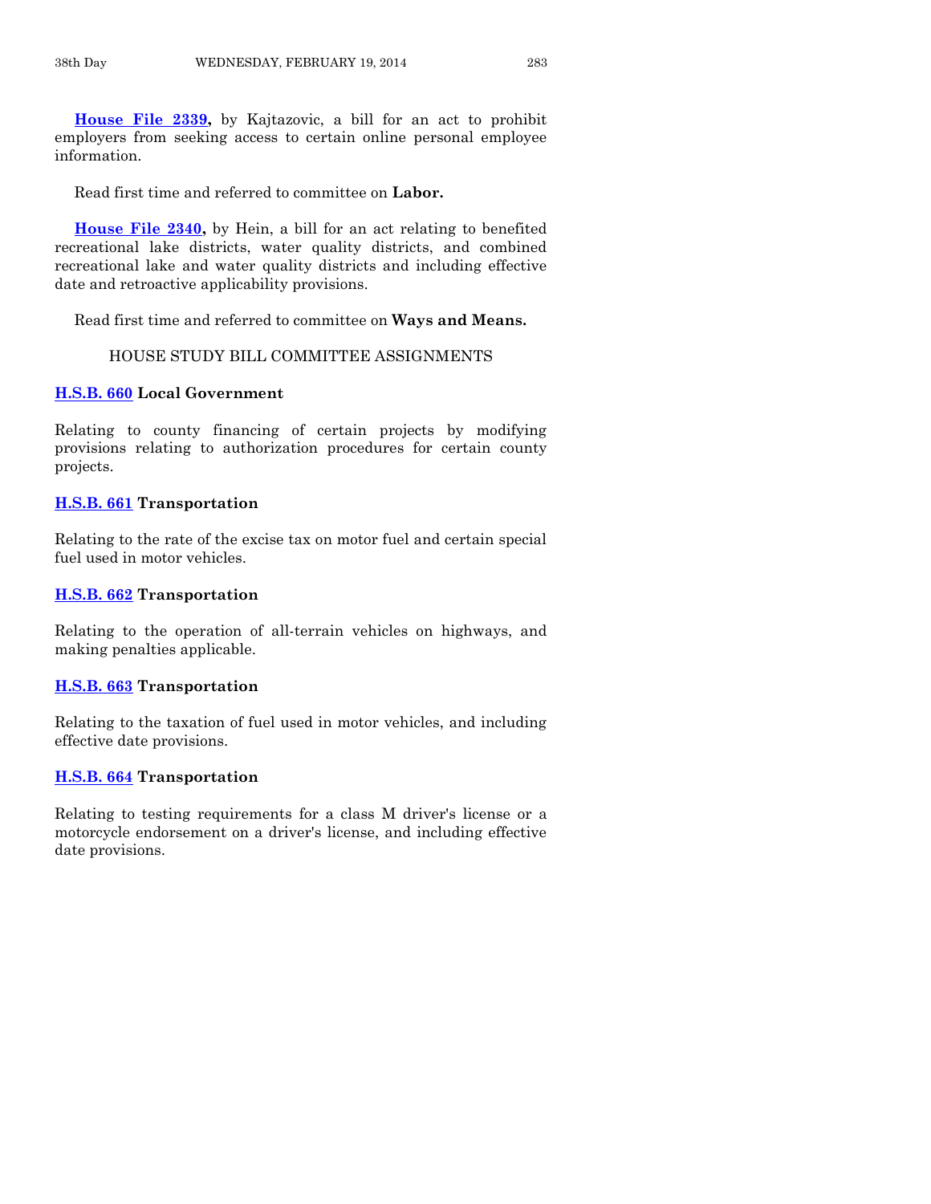**House File 2339,** by Kajtazovic, a bill for an act to prohibit employers from seeking access to certain online personal employee information.

Read first time and referred to committee on **Labor.**

**House File 2340,** by Hein, a bill for an act relating to benefited recreational lake districts, water quality districts, and combined recreational lake and water quality districts and including effective date and retroactive applicability provisions.

Read first time and referred to committee on **Ways and Means.**

HOUSE STUDY BILL COMMITTEE ASSIGNMENTS

**H.S.B. 660 Local Government**

Relating to county financing of certain projects by modifying provisions relating to authorization procedures for certain county projects.

**H.S.B. 661 Transportation**

Relating to the rate of the excise tax on motor fuel and certain special fuel used in motor vehicles.

**H.S.B. 662 Transportation**

Relating to the operation of all-terrain vehicles on highways, and making penalties applicable.

**H.S.B. 663 Transportation**

Relating to the taxation of fuel used in motor vehicles, and including effective date provisions.

**H.S.B. 664 Transportation**

Relating to testing requirements for a class M driver's license or a motorcycle endorsement on a driver's license, and including effective date provisions.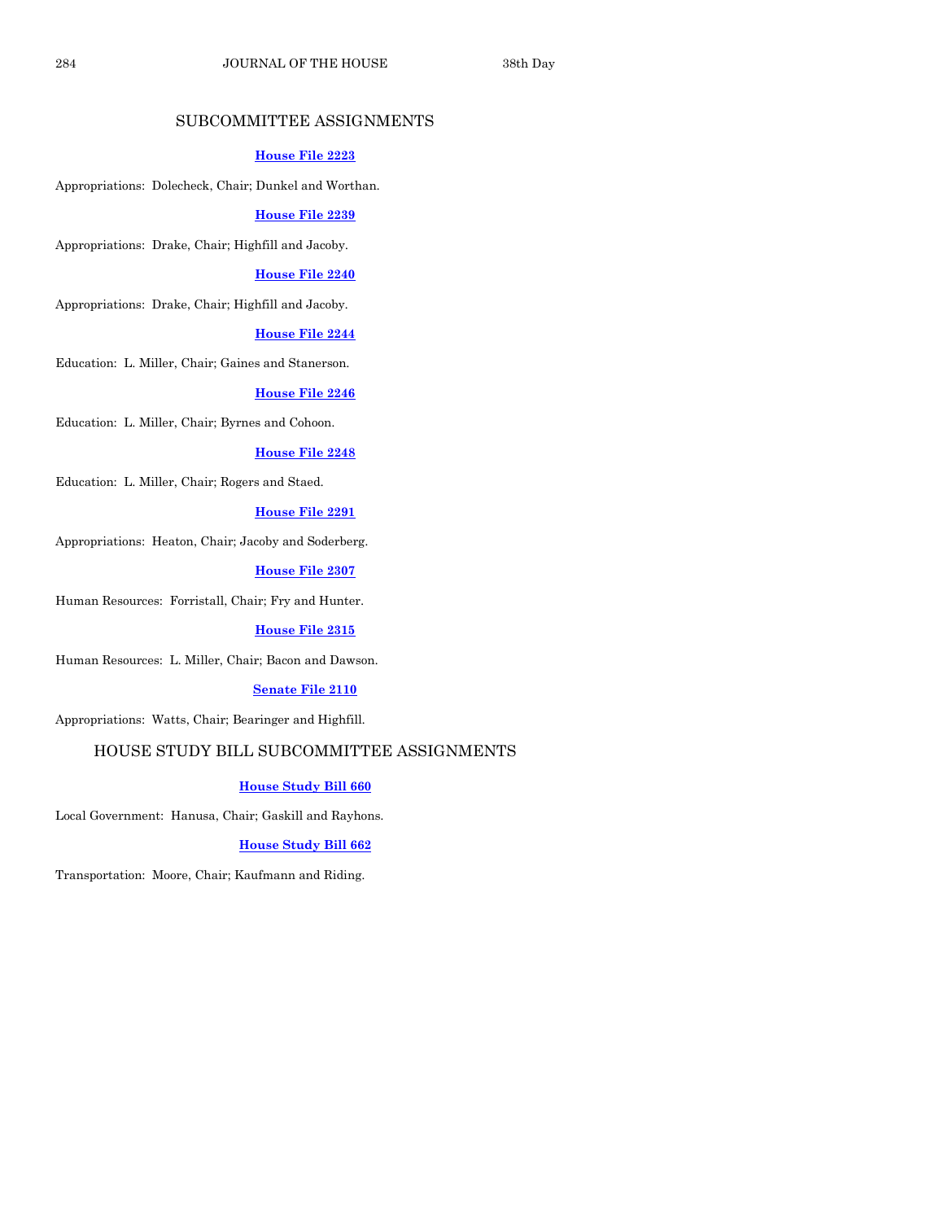## SUBCOMMITTEE ASSIGNMENTS

**House File 2223**

Appropriations: Dolecheck, Chair; Dunkel and Worthan.

**House File 2239**

Appropriations: Drake, Chair; Highfill and Jacoby.

**House File 2240**

Appropriations: Drake, Chair; Highfill and Jacoby.

**House File 2244**

Education: L. Miller, Chair; Gaines and Stanerson.

**House File 2246**

Education: L. Miller, Chair; Byrnes and Cohoon.

**House File 2248**

Education: L. Miller, Chair; Rogers and Staed.

**House File 2291**

Appropriations: Heaton, Chair; Jacoby and Soderberg.

**House File 2307**

Human Resources: Forristall, Chair; Fry and Hunter.

**House File 2315**

Human Resources: L. Miller, Chair; Bacon and Dawson.

**Senate File 2110**

Appropriations: Watts, Chair; Bearinger and Highfill.

## HOUSE STUDY BILL SUBCOMMITTEE ASSIGNMENTS

**House Study Bill 660**

Local Government: Hanusa, Chair; Gaskill and Rayhons.

**House Study Bill 662**

Transportation: Moore, Chair; Kaufmann and Riding.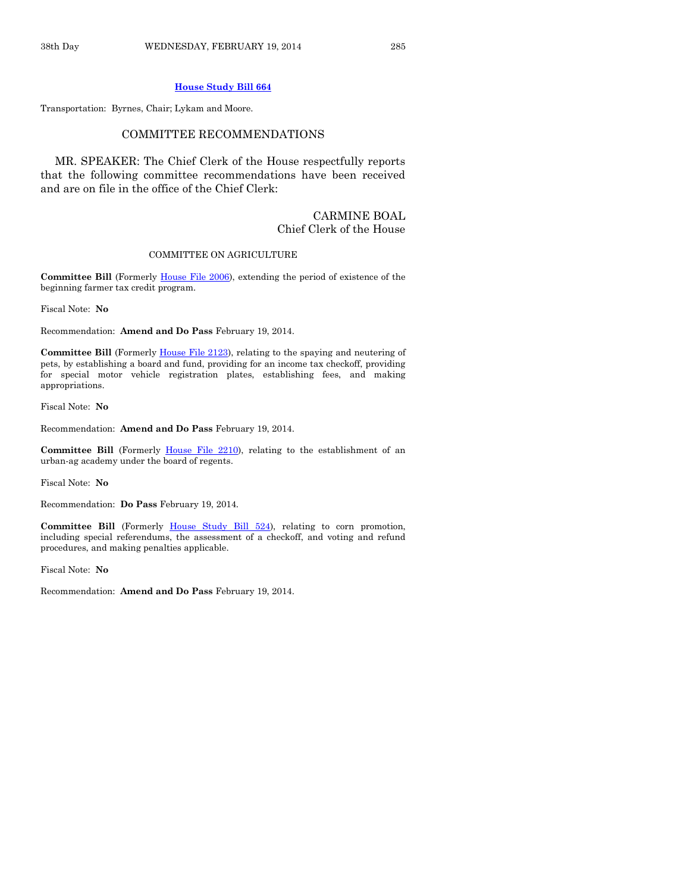**House Study Bill 664**

Transportation: Byrnes, Chair; Lykam and Moore.

## COMMITTEE RECOMMENDATIONS

MR. SPEAKER: The Chief Clerk of the House respectfully reports that the following committee recommendations have been received and are on file in the office of the Chief Clerk:

CARMINE BOAL
Chief Clerk of the House

### COMMITTEE ON AGRICULTURE

**Committee Bill** (Formerly House File 2006), extending the period of existence of the beginning farmer tax credit program.

Fiscal Note: **No**

Recommendation: **Amend and Do Pass** February 19, 2014.

**Committee Bill** (Formerly House File 2123), relating to the spaying and neutering of pets, by establishing a board and fund, providing for an income tax checkoff, providing for special motor vehicle registration plates, establishing fees, and making appropriations.

Fiscal Note: **No**

Recommendation: **Amend and Do Pass** February 19, 2014.

**Committee Bill** (Formerly House File 2210), relating to the establishment of an urban-ag academy under the board of regents.

Fiscal Note: **No**

Recommendation: **Do Pass** February 19, 2014.

**Committee Bill** (Formerly House Study Bill 524), relating to corn promotion, including special referendums, the assessment of a checkoff, and voting and refund procedures, and making penalties applicable.

Fiscal Note: **No**

Recommendation: **Amend and Do Pass** February 19, 2014.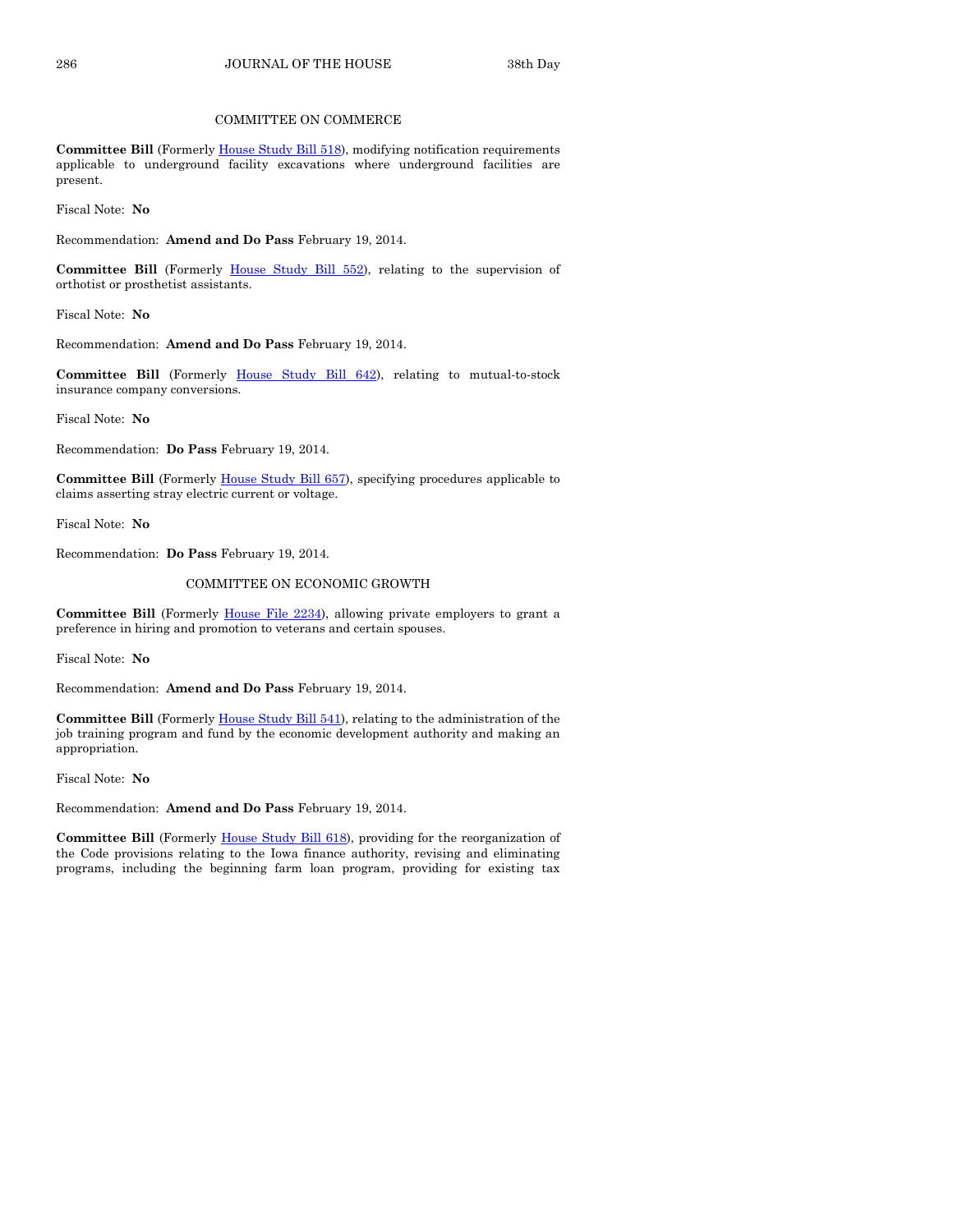## COMMITTEE ON COMMERCE

**Committee Bill** (Formerly House Study Bill 518), modifying notification requirements applicable to underground facility excavations where underground facilities are present.

Fiscal Note: **No**

Recommendation: **Amend and Do Pass** February 19, 2014.

**Committee Bill** (Formerly House Study Bill 552), relating to the supervision of orthotist or prosthetist assistants.

Fiscal Note: **No**

Recommendation: **Amend and Do Pass** February 19, 2014.

**Committee Bill** (Formerly House Study Bill 642), relating to mutual-to-stock insurance company conversions.

Fiscal Note: **No**

Recommendation: **Do Pass** February 19, 2014.

**Committee Bill** (Formerly House Study Bill 657), specifying procedures applicable to claims asserting stray electric current or voltage.

Fiscal Note: **No**

Recommendation: **Do Pass** February 19, 2014.

## COMMITTEE ON ECONOMIC GROWTH

**Committee Bill** (Formerly House File 2234), allowing private employers to grant a preference in hiring and promotion to veterans and certain spouses.

Fiscal Note: **No**

Recommendation: **Amend and Do Pass** February 19, 2014.

**Committee Bill** (Formerly House Study Bill 541), relating to the administration of the job training program and fund by the economic development authority and making an appropriation.

Fiscal Note: **No**

Recommendation: **Amend and Do Pass** February 19, 2014.

**Committee Bill** (Formerly House Study Bill 618), providing for the reorganization of the Code provisions relating to the Iowa finance authority, revising and eliminating programs, including the beginning farm loan program, providing for existing tax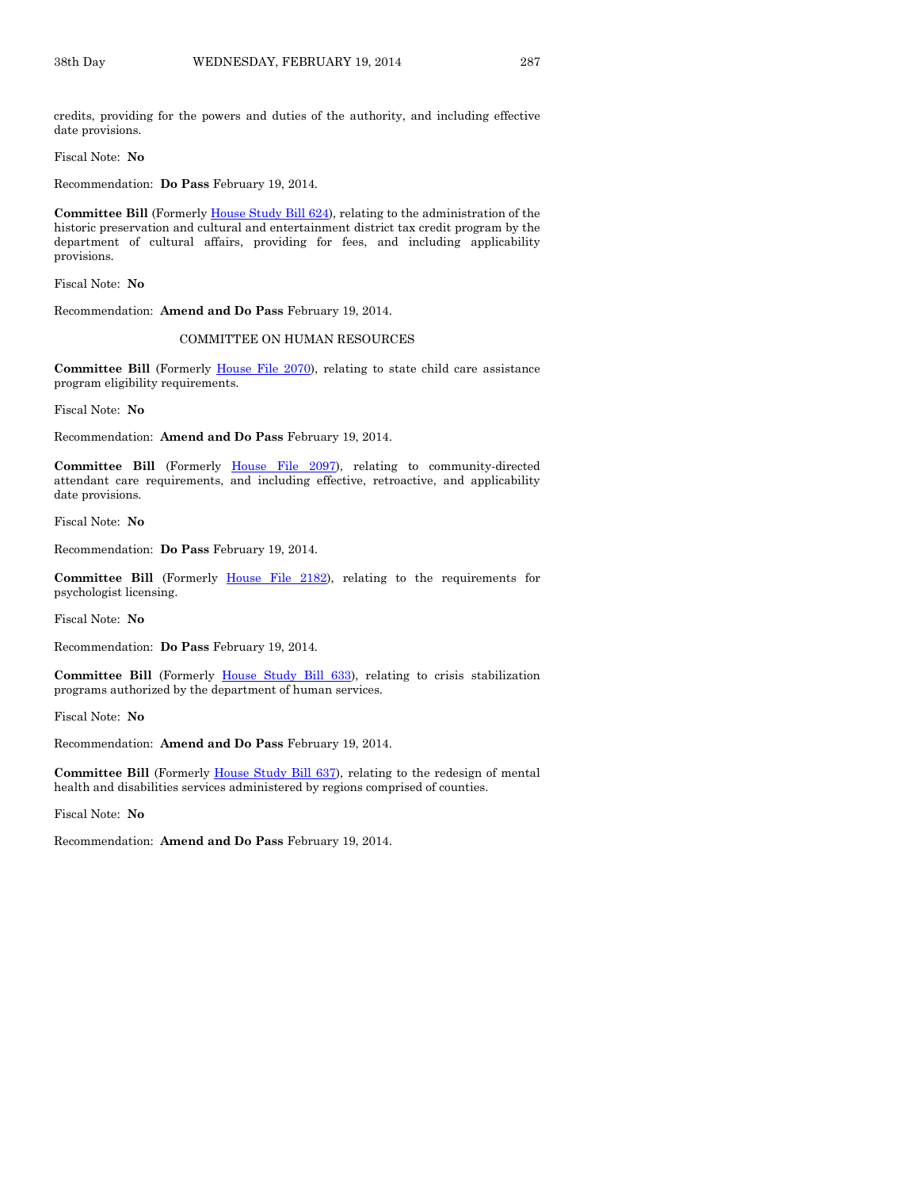credits, providing for the powers and duties of the authority, and including effective date provisions.

Fiscal Note: **No**

Recommendation: **Do Pass** February 19, 2014.

**Committee Bill** (Formerly House Study Bill 624), relating to the administration of the historic preservation and cultural and entertainment district tax credit program by the department of cultural affairs, providing for fees, and including applicability provisions.

Fiscal Note: **No**

Recommendation: **Amend and Do Pass** February 19, 2014.

COMMITTEE ON HUMAN RESOURCES

**Committee Bill** (Formerly House File 2070), relating to state child care assistance program eligibility requirements.

Fiscal Note: **No**

Recommendation: **Amend and Do Pass** February 19, 2014.

**Committee Bill** (Formerly House File 2097), relating to community-directed attendant care requirements, and including effective, retroactive, and applicability date provisions.

Fiscal Note: **No**

Recommendation: **Do Pass** February 19, 2014.

**Committee Bill** (Formerly House File 2182), relating to the requirements for psychologist licensing.

Fiscal Note: **No**

Recommendation: **Do Pass** February 19, 2014.

**Committee Bill** (Formerly House Study Bill 633), relating to crisis stabilization programs authorized by the department of human services.

Fiscal Note: **No**

Recommendation: **Amend and Do Pass** February 19, 2014.

**Committee Bill** (Formerly House Study Bill 637), relating to the redesign of mental health and disabilities services administered by regions comprised of counties.

Fiscal Note: **No**

Recommendation: **Amend and Do Pass** February 19, 2014.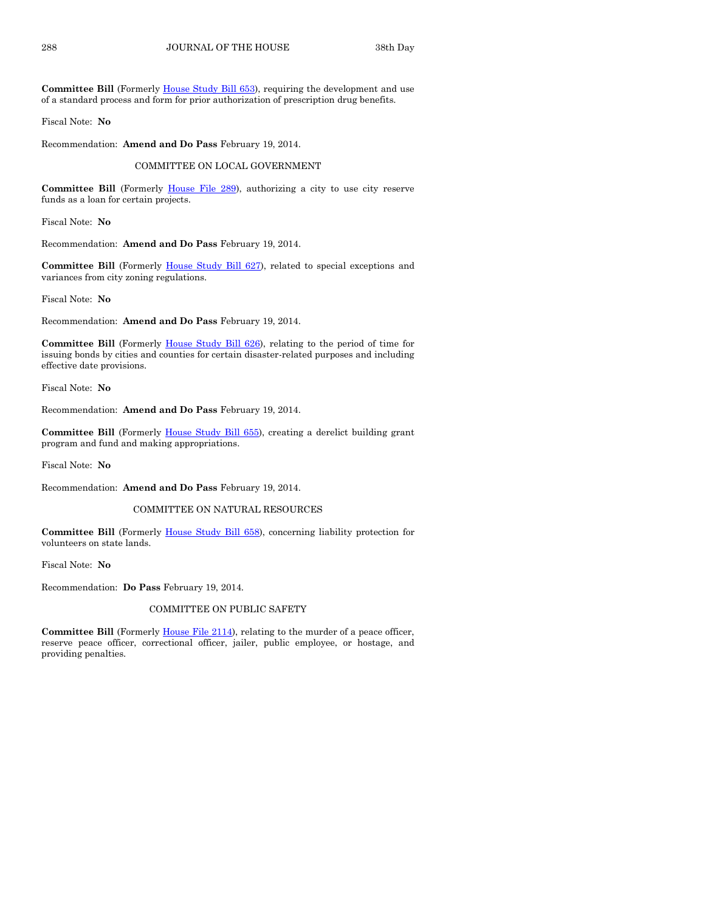**Committee Bill** (Formerly House Study Bill 653), requiring the development and use of a standard process and form for prior authorization of prescription drug benefits.

Fiscal Note: **No**

Recommendation: **Amend and Do Pass** February 19, 2014.

COMMITTEE ON LOCAL GOVERNMENT

**Committee Bill** (Formerly House File 289), authorizing a city to use city reserve funds as a loan for certain projects.

Fiscal Note: **No**

Recommendation: **Amend and Do Pass** February 19, 2014.

**Committee Bill** (Formerly House Study Bill 627), related to special exceptions and variances from city zoning regulations.

Fiscal Note: **No**

Recommendation: **Amend and Do Pass** February 19, 2014.

**Committee Bill** (Formerly House Study Bill 626), relating to the period of time for issuing bonds by cities and counties for certain disaster-related purposes and including effective date provisions.

Fiscal Note: **No**

Recommendation: **Amend and Do Pass** February 19, 2014.

**Committee Bill** (Formerly House Study Bill 655), creating a derelict building grant program and fund and making appropriations.

Fiscal Note: **No**

Recommendation: **Amend and Do Pass** February 19, 2014.

COMMITTEE ON NATURAL RESOURCES

**Committee Bill** (Formerly House Study Bill 658), concerning liability protection for volunteers on state lands.

Fiscal Note: **No**

Recommendation: **Do Pass** February 19, 2014.

COMMITTEE ON PUBLIC SAFETY

**Committee Bill** (Formerly House File 2114), relating to the murder of a peace officer, reserve peace officer, correctional officer, jailer, public employee, or hostage, and providing penalties.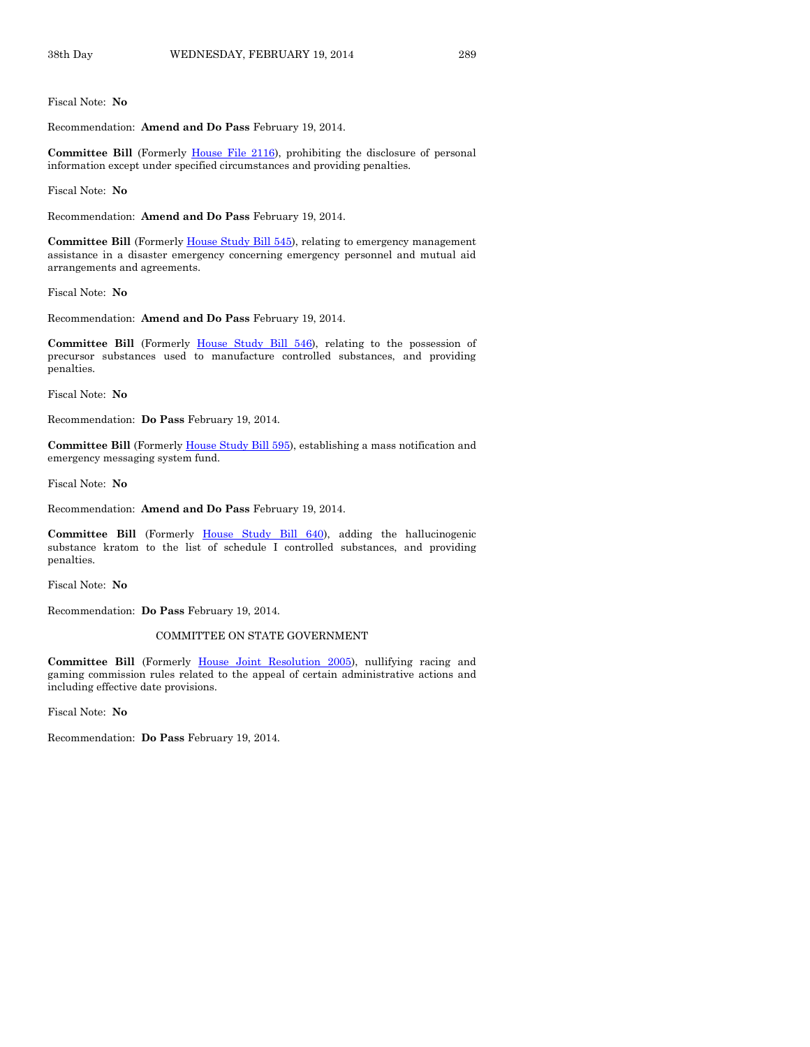Fiscal Note: **No**

Recommendation: **Amend and Do Pass** February 19, 2014.

**Committee Bill** (Formerly House File 2116), prohibiting the disclosure of personal information except under specified circumstances and providing penalties.

Fiscal Note: **No**

Recommendation: **Amend and Do Pass** February 19, 2014.

**Committee Bill** (Formerly House Study Bill 545), relating to emergency management assistance in a disaster emergency concerning emergency personnel and mutual aid arrangements and agreements.

Fiscal Note: **No**

Recommendation: **Amend and Do Pass** February 19, 2014.

**Committee Bill** (Formerly House Study Bill 546), relating to the possession of precursor substances used to manufacture controlled substances, and providing penalties.

Fiscal Note: **No**

Recommendation: **Do Pass** February 19, 2014.

**Committee Bill** (Formerly House Study Bill 595), establishing a mass notification and emergency messaging system fund.

Fiscal Note: **No**

Recommendation: **Amend and Do Pass** February 19, 2014.

**Committee Bill** (Formerly House Study Bill 640), adding the hallucinogenic substance kratom to the list of schedule I controlled substances, and providing penalties.

Fiscal Note: **No**

Recommendation: **Do Pass** February 19, 2014.

COMMITTEE ON STATE GOVERNMENT

**Committee Bill** (Formerly House Joint Resolution 2005), nullifying racing and gaming commission rules related to the appeal of certain administrative actions and including effective date provisions.

Fiscal Note: **No**

Recommendation: **Do Pass** February 19, 2014.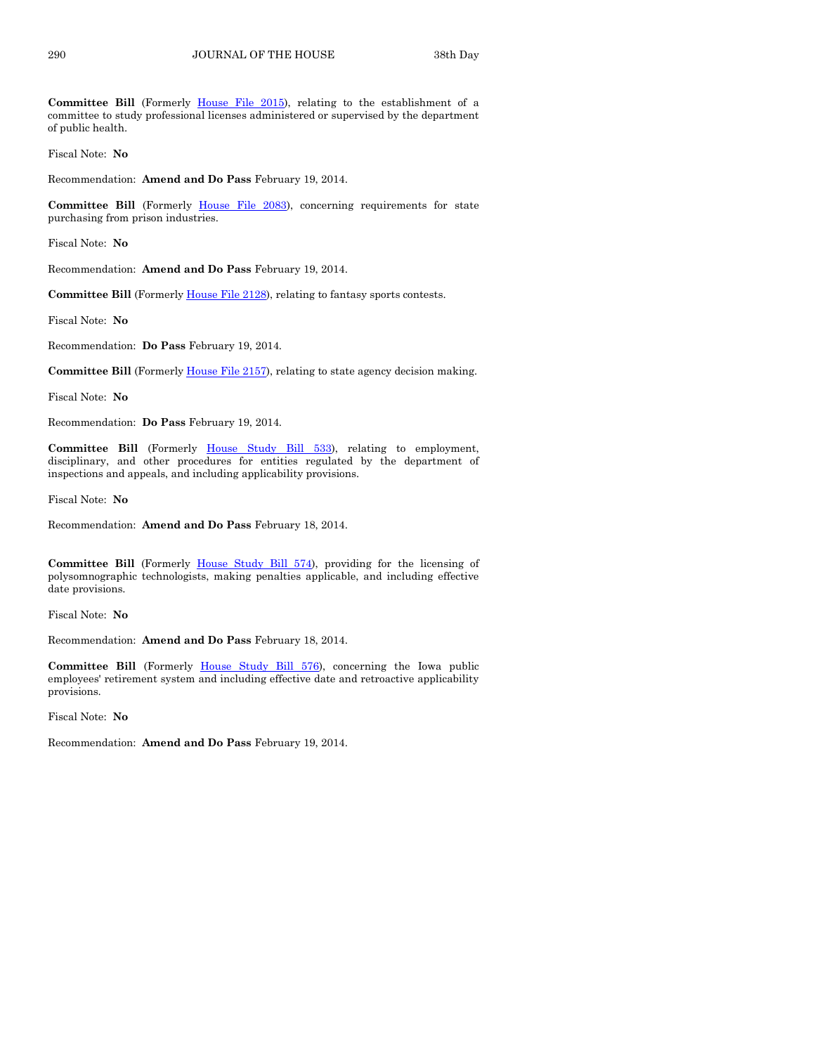**Committee Bill** (Formerly House File 2015), relating to the establishment of a committee to study professional licenses administered or supervised by the department of public health.

Fiscal Note: **No**

Recommendation: **Amend and Do Pass** February 19, 2014.

**Committee Bill** (Formerly House File 2083), concerning requirements for state purchasing from prison industries.

Fiscal Note: **No**

Recommendation: **Amend and Do Pass** February 19, 2014.

**Committee Bill** (Formerly House File 2128), relating to fantasy sports contests.

Fiscal Note: **No**

Recommendation: **Do Pass** February 19, 2014.

**Committee Bill** (Formerly House File 2157), relating to state agency decision making.

Fiscal Note: **No**

Recommendation: **Do Pass** February 19, 2014.

**Committee Bill** (Formerly House Study Bill 533), relating to employment, disciplinary, and other procedures for entities regulated by the department of inspections and appeals, and including applicability provisions.

Fiscal Note: **No**

Recommendation: **Amend and Do Pass** February 18, 2014.

**Committee Bill** (Formerly House Study Bill 574), providing for the licensing of polysomnographic technologists, making penalties applicable, and including effective date provisions.

Fiscal Note: **No**

Recommendation: **Amend and Do Pass** February 18, 2014.

**Committee Bill** (Formerly House Study Bill 576), concerning the Iowa public employees' retirement system and including effective date and retroactive applicability provisions.

Fiscal Note: **No**

Recommendation: **Amend and Do Pass** February 19, 2014.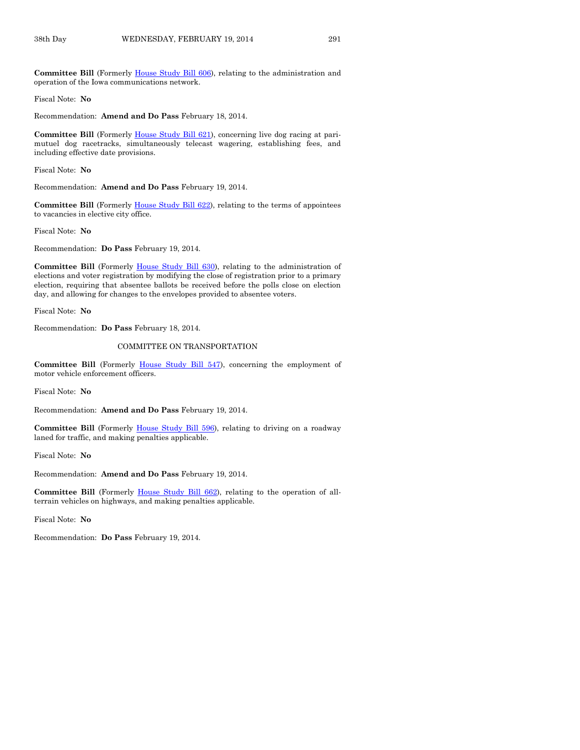**Committee Bill** (Formerly House Study Bill 606), relating to the administration and operation of the Iowa communications network.

Fiscal Note: **No**

Recommendation: **Amend and Do Pass** February 18, 2014.

**Committee Bill** (Formerly House Study Bill 621), concerning live dog racing at pari-mutuel dog racetracks, simultaneously telecast wagering, establishing fees, and including effective date provisions.

Fiscal Note: **No**

Recommendation: **Amend and Do Pass** February 19, 2014.

**Committee Bill** (Formerly House Study Bill 622), relating to the terms of appointees to vacancies in elective city office.

Fiscal Note: **No**

Recommendation: **Do Pass** February 19, 2014.

**Committee Bill** (Formerly House Study Bill 630), relating to the administration of elections and voter registration by modifying the close of registration prior to a primary election, requiring that absentee ballots be received before the polls close on election day, and allowing for changes to the envelopes provided to absentee voters.

Fiscal Note: **No**

Recommendation: **Do Pass** February 18, 2014.

COMMITTEE ON TRANSPORTATION

**Committee Bill** (Formerly House Study Bill 547), concerning the employment of motor vehicle enforcement officers.

Fiscal Note: **No**

Recommendation: **Amend and Do Pass** February 19, 2014.

**Committee Bill** (Formerly House Study Bill 596), relating to driving on a roadway laned for traffic, and making penalties applicable.

Fiscal Note: **No**

Recommendation: **Amend and Do Pass** February 19, 2014.

**Committee Bill** (Formerly House Study Bill 662), relating to the operation of all-terrain vehicles on highways, and making penalties applicable.

Fiscal Note: **No**

Recommendation: **Do Pass** February 19, 2014.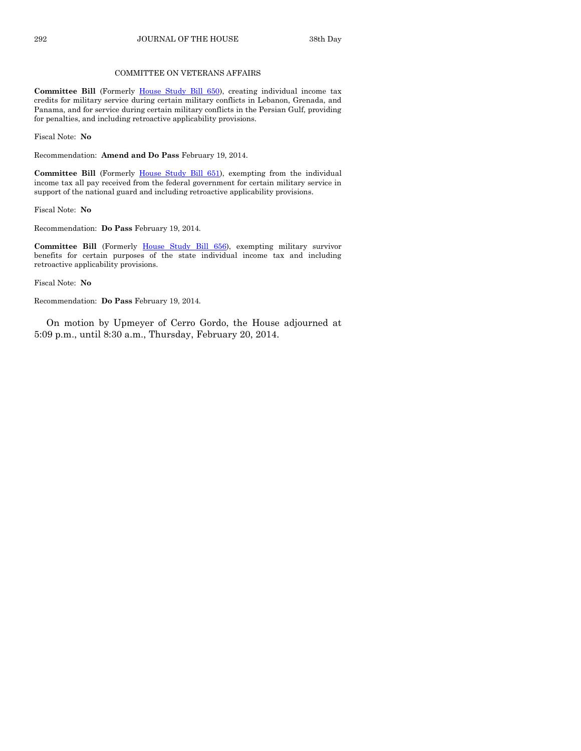## COMMITTEE ON VETERANS AFFAIRS

**Committee Bill** (Formerly House Study Bill 650), creating individual income tax credits for military service during certain military conflicts in Lebanon, Grenada, and Panama, and for service during certain military conflicts in the Persian Gulf, providing for penalties, and including retroactive applicability provisions.

Fiscal Note: **No**

Recommendation: **Amend and Do Pass** February 19, 2014.

**Committee Bill** (Formerly House Study Bill 651), exempting from the individual income tax all pay received from the federal government for certain military service in support of the national guard and including retroactive applicability provisions.

Fiscal Note: **No**

Recommendation: **Do Pass** February 19, 2014.

**Committee Bill** (Formerly House Study Bill 656), exempting military survivor benefits for certain purposes of the state individual income tax and including retroactive applicability provisions.

Fiscal Note: **No**

Recommendation: **Do Pass** February 19, 2014.

On motion by Upmeyer of Cerro Gordo, the House adjourned at 5:09 p.m., until 8:30 a.m., Thursday, February 20, 2014.